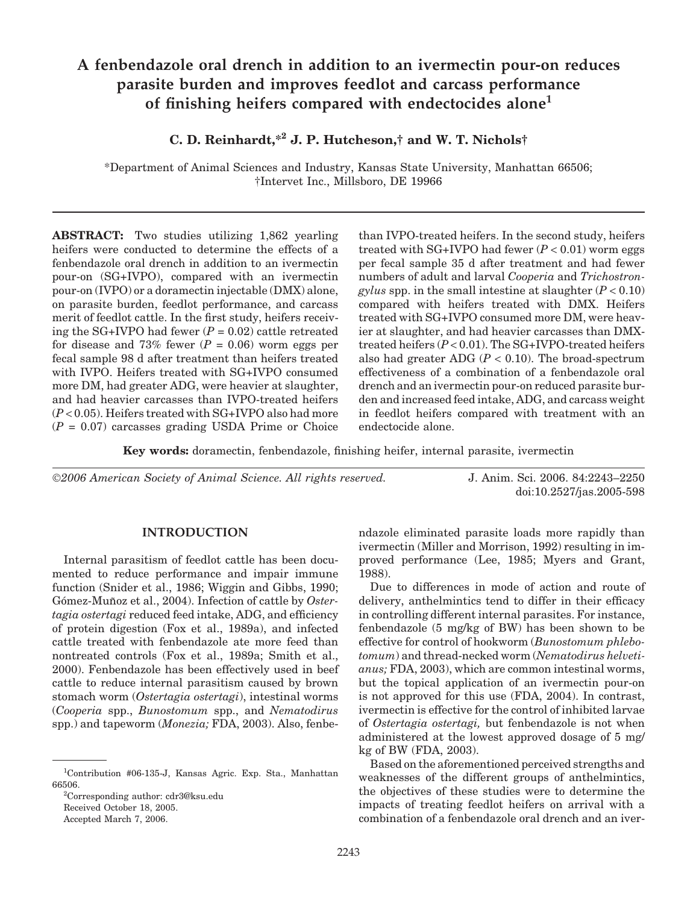# A fenbendazole oral drench in addition to an ivermectin pour-on reduces parasite burden and improves feedlot and carcass performance of finishing heifers compared with endectocides alone[1]

**C. D. Reinhardt,*[2] J. P. Hutcheson,† and W. T. Nichols†**

*Department of Animal Sciences and Industry, Kansas State University, Manhattan 66506;
†Intervet Inc., Millsboro, DE 19966

**ABSTRACT:** Two studies utilizing 1,862 yearling heifers were conducted to determine the effects of a fenbendazole oral drench in addition to an ivermectin pour-on (SG+IVPO), compared with an ivermectin pour-on (IVPO) or a doramectin injectable (DMX) alone, on parasite burden, feedlot performance, and carcass merit of feedlot cattle. In the first study, heifers receiving the SG+IVPO had fewer ($P = 0.02$) cattle retreated for disease and 73% fewer ($P = 0.06$) worm eggs per fecal sample 98 d after treatment than heifers treated with IVPO. Heifers treated with SG+IVPO consumed more DM, had greater ADG, were heavier at slaughter, and had heavier carcasses than IVPO-treated heifers ($P < 0.05$). Heifers treated with SG+IVPO also had more ($P = 0.07$) carcasses grading USDA Prime or Choice than IVPO-treated heifers. In the second study, heifers treated with SG+IVPO had fewer ($P < 0.01$) worm eggs per fecal sample 35 d after treatment and had fewer numbers of adult and larval *Cooperia* and *Trichostrongylus* spp. in the small intestine at slaughter ($P < 0.10$) compared with heifers treated with DMX. Heifers treated with SG+IVPO consumed more DM, were heavier at slaughter, and had heavier carcasses than DMX-treated heifers ($P < 0.01$). The SG+IVPO-treated heifers also had greater ADG ($P < 0.10$). The broad-spectrum effectiveness of a combination of a fenbendazole oral drench and an ivermectin pour-on reduced parasite burden and increased feed intake, ADG, and carcass weight in feedlot heifers compared with treatment with an endectocide alone.

**Key words:** doramectin, fenbendazole, finishing heifer, internal parasite, ivermectin

©2006 American Society of Animal Science. All rights reserved. J. Anim. Sci. 2006. 84:2243–2250
doi:10.2527/jas.2005-598

## INTRODUCTION

Internal parasitism of feedlot cattle has been documented to reduce performance and impair immune function (Snider et al., 1986; Wiggin and Gibbs, 1990; Gómez-Muñoz et al., 2004). Infection of cattle by *Ostertagia ostertagi* reduced feed intake, ADG, and efficiency of protein digestion (Fox et al., 1989a), and infected cattle treated with fenbendazole ate more feed than nontreated controls (Fox et al., 1989a; Smith et al., 2000). Fenbendazole has been effectively used in beef cattle to reduce internal parasitism caused by brown stomach worm (*Ostertagia ostertagi*), intestinal worms (*Cooperia* spp., *Bunostomum* spp., and *Nematodirus* spp.) and tapeworm (*Monezia;* FDA, 2003). Also, fenbendazole eliminated parasite loads more rapidly than ivermectin (Miller and Morrison, 1992) resulting in improved performance (Lee, 1985; Myers and Grant, 1988).

Due to differences in mode of action and route of delivery, anthelmintics tend to differ in their efficacy in controlling different internal parasites. For instance, fenbendazole (5 mg/kg of BW) has been shown to be effective for control of hookworm (*Bunostomum phlebotomum*) and thread-necked worm (*Nematodirus helvetianus;* FDA, 2003), which are common intestinal worms, but the topical application of an ivermectin pour-on is not approved for this use (FDA, 2004). In contrast, ivermectin is effective for the control of inhibited larvae of *Ostertagia ostertagi,* but fenbendazole is not when administered at the lowest approved dosage of 5 mg/kg of BW (FDA, 2003).

Based on the aforementioned perceived strengths and weaknesses of the different groups of anthelmintics, the objectives of these studies were to determine the impacts of treating feedlot heifers on arrival with a combination of a fenbendazole oral drench and an iver-

[1]Contribution #06-135-J, Kansas Agric. Exp. Sta., Manhattan 66506.
[2]Corresponding author: cdr3@ksu.edu
Received October 18, 2005.
Accepted March 7, 2006.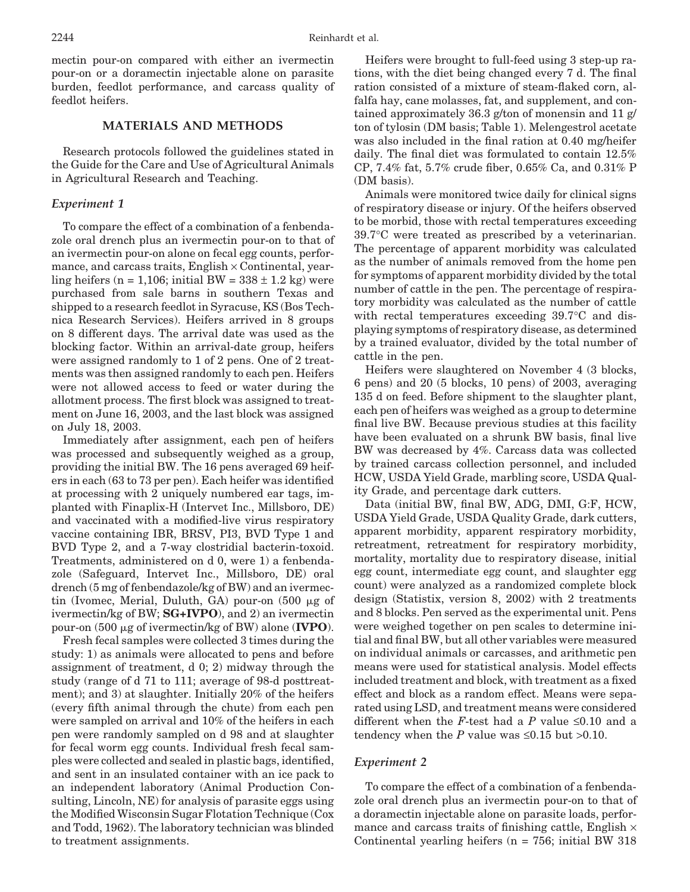mectin pour-on compared with either an ivermectin pour-on or a doramectin injectable alone on parasite burden, feedlot performance, and carcass quality of feedlot heifers.

## MATERIALS AND METHODS

Research protocols followed the guidelines stated in the Guide for the Care and Use of Agricultural Animals in Agricultural Research and Teaching.

### *Experiment 1*

To compare the effect of a combination of a fenbendazole oral drench plus an ivermectin pour-on to that of an ivermectin pour-on alone on fecal egg counts, performance, and carcass traits, English × Continental, yearling heifers (n = 1,106; initial BW = 338 ± 1.2 kg) were purchased from sale barns in southern Texas and shipped to a research feedlot in Syracuse, KS (Bos Technica Research Services). Heifers arrived in 8 groups on 8 different days. The arrival date was used as the blocking factor. Within an arrival-date group, heifers were assigned randomly to 1 of 2 pens. One of 2 treatments was then assigned randomly to each pen. Heifers were not allowed access to feed or water during the allotment process. The first block was assigned to treatment on June 16, 2003, and the last block was assigned on July 18, 2003.

Immediately after assignment, each pen of heifers was processed and subsequently weighed as a group, providing the initial BW. The 16 pens averaged 69 heifers in each (63 to 73 per pen). Each heifer was identified at processing with 2 uniquely numbered ear tags, implanted with Finaplix-H (Intervet Inc., Millsboro, DE) and vaccinated with a modified-live virus respiratory vaccine containing IBR, BRSV, PI3, BVD Type 1 and BVD Type 2, and a 7-way clostridial bacterin-toxoid. Treatments, administered on d 0, were 1) a fenbendazole (Safeguard, Intervet Inc., Millsboro, DE) oral drench (5 mg of fenbendazole/kg of BW) and an ivermectin (Ivomec, Merial, Duluth, GA) pour-on (500 μg of ivermectin/kg of BW; **SG+IVPO**), and 2) an ivermectin pour-on (500 μg of ivermectin/kg of BW) alone (**IVPO**).

Fresh fecal samples were collected 3 times during the study: 1) as animals were allocated to pens and before assignment of treatment, d 0; 2) midway through the study (range of d 71 to 111; average of 98-d posttreatment); and 3) at slaughter. Initially 20% of the heifers (every fifth animal through the chute) from each pen were sampled on arrival and 10% of the heifers in each pen were randomly sampled on d 98 and at slaughter for fecal worm egg counts. Individual fresh fecal samples were collected and sealed in plastic bags, identified, and sent in an insulated container with an ice pack to an independent laboratory (Animal Production Consulting, Lincoln, NE) for analysis of parasite eggs using the Modified Wisconsin Sugar Flotation Technique (Cox and Todd, 1962). The laboratory technician was blinded to treatment assignments.

Heifers were brought to full-feed using 3 step-up rations, with the diet being changed every 7 d. The final ration consisted of a mixture of steam-flaked corn, alfalfa hay, cane molasses, fat, and supplement, and contained approximately 36.3 g/ton of monensin and 11 g/ton of tylosin (DM basis; Table 1). Melengestrol acetate was also included in the final ration at 0.40 mg/heifer daily. The final diet was formulated to contain 12.5% CP, 7.4% fat, 5.7% crude fiber, 0.65% Ca, and 0.31% P (DM basis).

Animals were monitored twice daily for clinical signs of respiratory disease or injury. Of the heifers observed to be morbid, those with rectal temperatures exceeding 39.7°C were treated as prescribed by a veterinarian. The percentage of apparent morbidity was calculated as the number of animals removed from the home pen for symptoms of apparent morbidity divided by the total number of cattle in the pen. The percentage of respiratory morbidity was calculated as the number of cattle with rectal temperatures exceeding 39.7°C and displaying symptoms of respiratory disease, as determined by a trained evaluator, divided by the total number of cattle in the pen.

Heifers were slaughtered on November 4 (3 blocks, 6 pens) and 20 (5 blocks, 10 pens) of 2003, averaging 135 d on feed. Before shipment to the slaughter plant, each pen of heifers was weighed as a group to determine final live BW. Because previous studies at this facility have been evaluated on a shrunk BW basis, final live BW was decreased by 4%. Carcass data was collected by trained carcass collection personnel, and included HCW, USDA Yield Grade, marbling score, USDA Quality Grade, and percentage dark cutters.

Data (initial BW, final BW, ADG, DMI, G:F, HCW, USDA Yield Grade, USDA Quality Grade, dark cutters, apparent morbidity, apparent respiratory morbidity, retreatment, retreatment for respiratory morbidity, mortality, mortality due to respiratory disease, initial egg count, intermediate egg count, and slaughter egg count) were analyzed as a randomized complete block design (Statistix, version 8, 2002) with 2 treatments and 8 blocks. Pen served as the experimental unit. Pens were weighed together on pen scales to determine initial and final BW, but all other variables were measured on individual animals or carcasses, and arithmetic pen means were used for statistical analysis. Model effects included treatment and block, with treatment as a fixed effect and block as a random effect. Means were separated using LSD, and treatment means were considered different when the $F$-test had a $P$ value ≤0.10 and a tendency when the $P$ value was ≤0.15 but >0.10.

### *Experiment 2*

To compare the effect of a combination of a fenbendazole oral drench plus an ivermectin pour-on to that of a doramectin injectable alone on parasite loads, performance and carcass traits of finishing cattle, English × Continental yearling heifers (n = 756; initial BW 318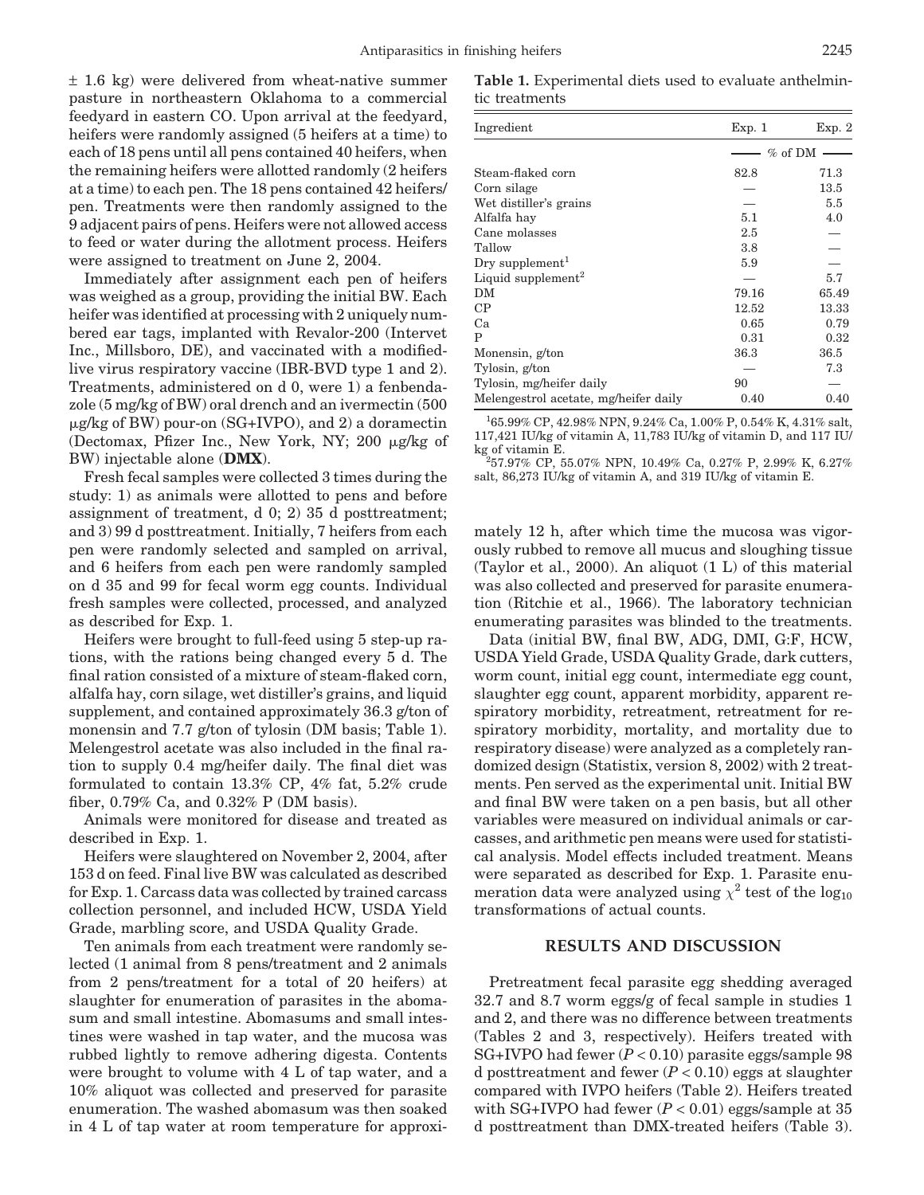± 1.6 kg) were delivered from wheat-native summer pasture in northeastern Oklahoma to a commercial feedyard in eastern CO. Upon arrival at the feedyard, heifers were randomly assigned (5 heifers at a time) to each of 18 pens until all pens contained 40 heifers, when the remaining heifers were allotted randomly (2 heifers at a time) to each pen. The 18 pens contained 42 heifers/pen. Treatments were then randomly assigned to the 9 adjacent pairs of pens. Heifers were not allowed access to feed or water during the allotment process. Heifers were assigned to treatment on June 2, 2004.

Immediately after assignment each pen of heifers was weighed as a group, providing the initial BW. Each heifer was identified at processing with 2 uniquely numbered ear tags, implanted with Revalor-200 (Intervet Inc., Millsboro, DE), and vaccinated with a modified-live virus respiratory vaccine (IBR-BVD type 1 and 2). Treatments, administered on d 0, were 1) a fenbendazole (5 mg/kg of BW) oral drench and an ivermectin (500 μg/kg of BW) pour-on (SG+IVPO), and 2) a doramectin (Dectomax, Pfizer Inc., New York, NY; 200 μg/kg of BW) injectable alone (**DMX**).

Fresh fecal samples were collected 3 times during the study: 1) as animals were allotted to pens and before assignment of treatment, d 0; 2) 35 d posttreatment; and 3) 99 d posttreatment. Initially, 7 heifers from each pen were randomly selected and sampled on arrival, and 6 heifers from each pen were randomly sampled on d 35 and 99 for fecal worm egg counts. Individual fresh samples were collected, processed, and analyzed as described for Exp. 1.

Heifers were brought to full-feed using 5 step-up rations, with the rations being changed every 5 d. The final ration consisted of a mixture of steam-flaked corn, alfalfa hay, corn silage, wet distiller's grains, and liquid supplement, and contained approximately 36.3 g/ton of monensin and 7.7 g/ton of tylosin (DM basis; Table 1). Melengestrol acetate was also included in the final ration to supply 0.4 mg/heifer daily. The final diet was formulated to contain 13.3% CP, 4% fat, 5.2% crude fiber, 0.79% Ca, and 0.32% P (DM basis).

Animals were monitored for disease and treated as described in Exp. 1.

Heifers were slaughtered on November 2, 2004, after 153 d on feed. Final live BW was calculated as described for Exp. 1. Carcass data was collected by trained carcass collection personnel, and included HCW, USDA Yield Grade, marbling score, and USDA Quality Grade.

Ten animals from each treatment were randomly selected (1 animal from 8 pens/treatment and 2 animals from 2 pens/treatment for a total of 20 heifers) at slaughter for enumeration of parasites in the abomasum and small intestine. Abomasums and small intestines were washed in tap water, and the mucosa was rubbed lightly to remove adhering digesta. Contents were brought to volume with 4 L of tap water, and a 10% aliquot was collected and preserved for parasite enumeration. The washed abomasum was then soaked in 4 L of tap water at room temperature for approximately 12 h, after which time the mucosa was vigorously rubbed to remove all mucus and sloughing tissue (Taylor et al., 2000). An aliquot (1 L) of this material was also collected and preserved for parasite enumeration (Ritchie et al., 1966). The laboratory technician enumerating parasites was blinded to the treatments.

**Table 1.** Experimental diets used to evaluate anthelmintic treatments

| Ingredient | Exp. 1 | Exp. 2 |
|---|---|---|
| | % of DM | |
| Steam-flaked corn | 82.8 | 71.3 |
| Corn silage | — | 13.5 |
| Wet distiller's grains | — | 5.5 |
| Alfalfa hay | 5.1 | 4.0 |
| Cane molasses | 2.5 | — |
| Tallow | 3.8 | — |
| Dry supplement[1] | 5.9 | — |
| Liquid supplement[2] | — | 5.7 |
| DM | 79.16 | 65.49 |
| CP | 12.52 | 13.33 |
| Ca | 0.65 | 0.79 |
| P | 0.31 | 0.32 |
| Monensin, g/ton | 36.3 | 36.5 |
| Tylosin, g/ton | — | 7.3 |
| Tylosin, mg/heifer daily | 90 | — |
| Melengestrol acetate, mg/heifer daily | 0.40 | 0.40 |

[1]65.99% CP, 42.98% NPN, 9.24% Ca, 1.00% P, 0.54% K, 4.31% salt, 117,421 IU/kg of vitamin A, 11,783 IU/kg of vitamin D, and 117 IU/kg of vitamin E.

[2]57.97% CP, 55.07% NPN, 10.49% Ca, 0.27% P, 2.99% K, 6.27% salt, 86,273 IU/kg of vitamin A, and 319 IU/kg of vitamin E.

Data (initial BW, final BW, ADG, DMI, G:F, HCW, USDA Yield Grade, USDA Quality Grade, dark cutters, worm count, initial egg count, intermediate egg count, slaughter egg count, apparent morbidity, apparent respiratory morbidity, retreatment, retreatment for respiratory morbidity, mortality, and mortality due to respiratory disease) were analyzed as a completely randomized design (Statistix, version 8, 2002) with 2 treatments. Pen served as the experimental unit. Initial BW and final BW were taken on a pen basis, but all other variables were measured on individual animals or carcasses, and arithmetic pen means were used for statistical analysis. Model effects included treatment. Means were separated as described for Exp. 1. Parasite enumeration data were analyzed using $\chi^2$ test of the $\log_{10}$ transformations of actual counts.

## RESULTS AND DISCUSSION

Pretreatment fecal parasite egg shedding averaged 32.7 and 8.7 worm eggs/g of fecal sample in studies 1 and 2, and there was no difference between treatments (Tables 2 and 3, respectively). Heifers treated with SG+IVPO had fewer ($P < 0.10$) parasite eggs/sample 98 d posttreatment and fewer ($P < 0.10$) eggs at slaughter compared with IVPO heifers (Table 2). Heifers treated with SG+IVPO had fewer ($P < 0.01$) eggs/sample at 35 d posttreatment than DMX-treated heifers (Table 3).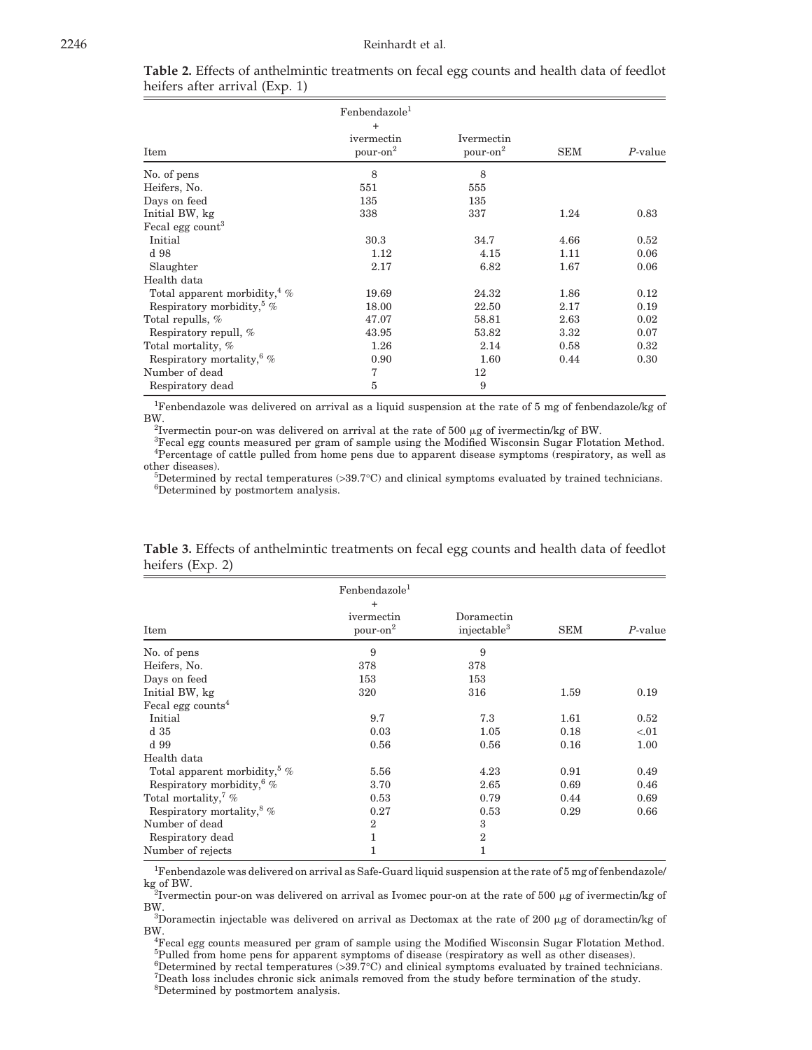**Table 2.** Effects of anthelmintic treatments on fecal egg counts and health data of feedlot heifers after arrival (Exp. 1)

| Item | Fenbendazole[1] + ivermectin pour-on[2] | Ivermectin pour-on[2] | SEM | *P*-value |
|---|---|---|---|---|
| No. of pens | 8 | 8 | | |
| Heifers, No. | 551 | 555 | | |
| Days on feed | 135 | 135 | | |
| Initial BW, kg | 338 | 337 | 1.24 | 0.83 |
| Fecal egg count[3] | | | | |
| Initial | 30.3 | 34.7 | 4.66 | 0.52 |
| d 98 | 1.12 | 4.15 | 1.11 | 0.06 |
| Slaughter | 2.17 | 6.82 | 1.67 | 0.06 |
| Health data | | | | |
| Total apparent morbidity,[4] % | 19.69 | 24.32 | 1.86 | 0.12 |
| Respiratory morbidity,[5] % | 18.00 | 22.50 | 2.17 | 0.19 |
| Total repulls, % | 47.07 | 58.81 | 2.63 | 0.02 |
| Respiratory repull, % | 43.95 | 53.82 | 3.32 | 0.07 |
| Total mortality, % | 1.26 | 2.14 | 0.58 | 0.32 |
| Respiratory mortality,[6] % | 0.90 | 1.60 | 0.44 | 0.30 |
| Number of dead | 7 | 12 | | |
| Respiratory dead | 5 | 9 | | |

[1]Fenbendazole was delivered on arrival as a liquid suspension at the rate of 5 mg of fenbendazole/kg of BW.

[2]Ivermectin pour-on was delivered on arrival at the rate of 500 μg of ivermectin/kg of BW.

[3]Fecal egg counts measured per gram of sample using the Modified Wisconsin Sugar Flotation Method.

[4]Percentage of cattle pulled from home pens due to apparent disease symptoms (respiratory, as well as other diseases).

[5]Determined by rectal temperatures (>39.7°C) and clinical symptoms evaluated by trained technicians.

[6]Determined by postmortem analysis.

**Table 3.** Effects of anthelmintic treatments on fecal egg counts and health data of feedlot heifers (Exp. 2)

| Item | Fenbendazole[1] + ivermectin pour-on[2] | Doramectin injectable[3] | SEM | *P*-value |
|---|---|---|---|---|
| No. of pens | 9 | 9 | | |
| Heifers, No. | 378 | 378 | | |
| Days on feed | 153 | 153 | | |
| Initial BW, kg | 320 | 316 | 1.59 | 0.19 |
| Fecal egg counts[4] | | | | |
| Initial | 9.7 | 7.3 | 1.61 | 0.52 |
| d 35 | 0.03 | 1.05 | 0.18 | <.01 |
| d 99 | 0.56 | 0.56 | 0.16 | 1.00 |
| Health data | | | | |
| Total apparent morbidity,[5] % | 5.56 | 4.23 | 0.91 | 0.49 |
| Respiratory morbidity,[6] % | 3.70 | 2.65 | 0.69 | 0.46 |
| Total mortality,[7] % | 0.53 | 0.79 | 0.44 | 0.69 |
| Respiratory mortality,[8] % | 0.27 | 0.53 | 0.29 | 0.66 |
| Number of dead | 2 | 3 | | |
| Respiratory dead | 1 | 2 | | |
| Number of rejects | 1 | 1 | | |

[1]Fenbendazole was delivered on arrival as Safe-Guard liquid suspension at the rate of 5 mg of fenbendazole/kg of BW.

[2]Ivermectin pour-on was delivered on arrival as Ivomec pour-on at the rate of 500 μg of ivermectin/kg of BW.

[3]Doramectin injectable was delivered on arrival as Dectomax at the rate of 200 μg of doramectin/kg of BW.

[4]Fecal egg counts measured per gram of sample using the Modified Wisconsin Sugar Flotation Method.

[5]Pulled from home pens for apparent symptoms of disease (respiratory as well as other diseases).

[6]Determined by rectal temperatures (>39.7°C) and clinical symptoms evaluated by trained technicians.

[7]Death loss includes chronic sick animals removed from the study before termination of the study.

[8]Determined by postmortem analysis.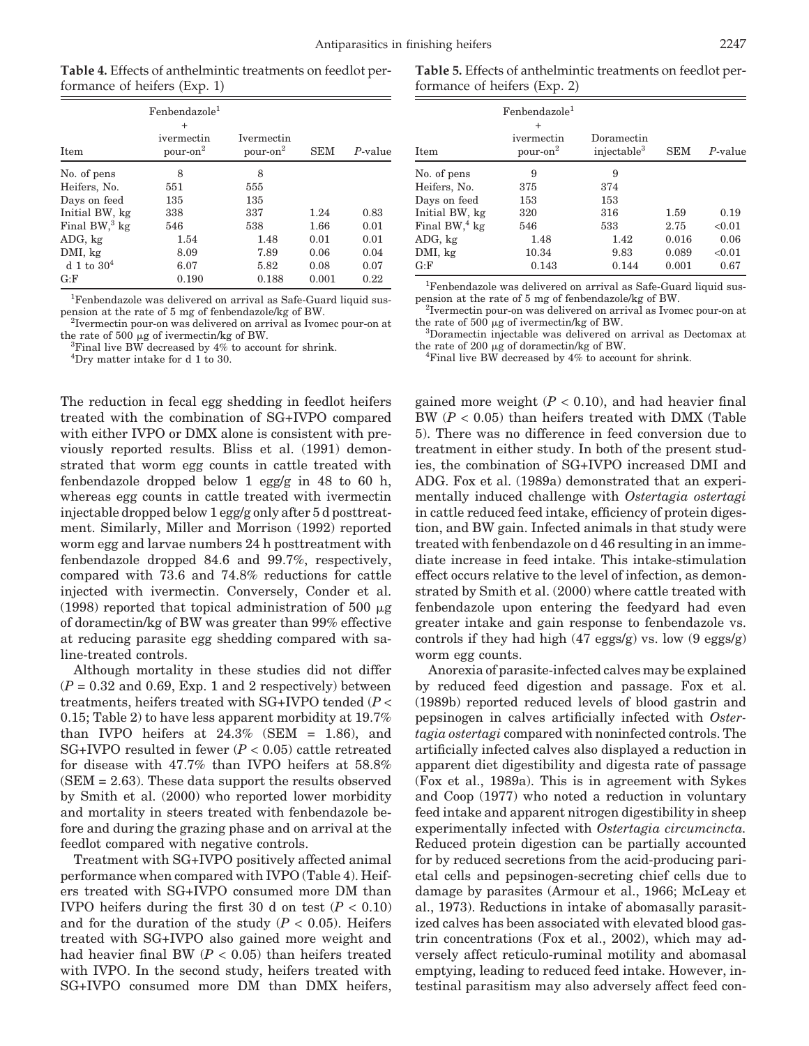**Table 4.** Effects of anthelmintic treatments on feedlot performance of heifers (Exp. 1)

| Item | Fenbendazole[1] + ivermectin pour-on[2] | Ivermectin pour-on[2] | SEM | $P$-value |
|---|---|---|---|---|
| No. of pens | 8 | 8 | | |
| Heifers, No. | 551 | 555 | | |
| Days on feed | 135 | 135 | | |
| Initial BW, kg | 338 | 337 | 1.24 | 0.83 |
| Final BW,[3] kg | 546 | 538 | 1.66 | 0.01 |
| ADG, kg | 1.54 | 1.48 | 0.01 | 0.01 |
| DMI, kg | 8.09 | 7.89 | 0.06 | 0.04 |
| d 1 to 30[4] | 6.07 | 5.82 | 0.08 | 0.07 |
| G:F | 0.190 | 0.188 | 0.001 | 0.22 |

[1]Fenbendazole was delivered on arrival as Safe-Guard liquid suspension at the rate of 5 mg of fenbendazole/kg of BW.
[2]Ivermectin pour-on was delivered on arrival as Ivomec pour-on at the rate of 500 μg of ivermectin/kg of BW.
[3]Final live BW decreased by 4% to account for shrink.
[4]Dry matter intake for d 1 to 30.

**Table 5.** Effects of anthelmintic treatments on feedlot performance of heifers (Exp. 2)

| Item | Fenbendazole[1] + ivermectin pour-on[2] | Doramectin injectable[3] | SEM | $P$-value |
|---|---|---|---|---|
| No. of pens | 9 | 9 | | |
| Heifers, No. | 375 | 374 | | |
| Days on feed | 153 | 153 | | |
| Initial BW, kg | 320 | 316 | 1.59 | 0.19 |
| Final BW,[4] kg | 546 | 533 | 2.75 | <0.01 |
| ADG, kg | 1.48 | 1.42 | 0.016 | 0.06 |
| DMI, kg | 10.34 | 9.83 | 0.089 | <0.01 |
| G:F | 0.143 | 0.144 | 0.001 | 0.67 |

[1]Fenbendazole was delivered on arrival as Safe-Guard liquid suspension at the rate of 5 mg of fenbendazole/kg of BW.
[2]Ivermectin pour-on was delivered on arrival as Ivomec pour-on at the rate of 500 μg of ivermectin/kg of BW.
[3]Doramectin injectable was delivered on arrival as Dectomax at the rate of 200 μg of doramectin/kg of BW.
[4]Final live BW decreased by 4% to account for shrink.

The reduction in fecal egg shedding in feedlot heifers treated with the combination of SG+IVPO compared with either IVPO or DMX alone is consistent with previously reported results. Bliss et al. (1991) demonstrated that worm egg counts in cattle treated with fenbendazole dropped below 1 egg/g in 48 to 60 h, whereas egg counts in cattle treated with ivermectin injectable dropped below 1 egg/g only after 5 d posttreatment. Similarly, Miller and Morrison (1992) reported worm egg and larvae numbers 24 h posttreatment with fenbendazole dropped 84.6 and 99.7%, respectively, compared with 73.6 and 74.8% reductions for cattle injected with ivermectin. Conversely, Conder et al. (1998) reported that topical administration of 500 μg of doramectin/kg of BW was greater than 99% effective at reducing parasite egg shedding compared with saline-treated controls.

Although mortality in these studies did not differ ($P = 0.32$ and 0.69, Exp. 1 and 2 respectively) between treatments, heifers treated with SG+IVPO tended ($P < 0.15$; Table 2) to have less apparent morbidity at 19.7% than IVPO heifers at 24.3% (SEM = 1.86), and SG+IVPO resulted in fewer ($P < 0.05$) cattle retreated for disease with 47.7% than IVPO heifers at 58.8% (SEM = 2.63). These data support the results observed by Smith et al. (2000) who reported lower morbidity and mortality in steers treated with fenbendazole before and during the grazing phase and on arrival at the feedlot compared with negative controls.

Treatment with SG+IVPO positively affected animal performance when compared with IVPO (Table 4). Heifers treated with SG+IVPO consumed more DM than IVPO heifers during the first 30 d on test ($P < 0.10$) and for the duration of the study ($P < 0.05$). Heifers treated with SG+IVPO also gained more weight and had heavier final BW ($P < 0.05$) than heifers treated with IVPO. In the second study, heifers treated with SG+IVPO consumed more DM than DMX heifers, gained more weight ($P < 0.10$), and had heavier final BW ($P < 0.05$) than heifers treated with DMX (Table 5). There was no difference in feed conversion due to treatment in either study. In both of the present studies, the combination of SG+IVPO increased DMI and ADG. Fox et al. (1989a) demonstrated that an experimentally induced challenge with *Ostertagia ostertagi* in cattle reduced feed intake, efficiency of protein digestion, and BW gain. Infected animals in that study were treated with fenbendazole on d 46 resulting in an immediate increase in feed intake. This intake-stimulation effect occurs relative to the level of infection, as demonstrated by Smith et al. (2000) where cattle treated with fenbendazole upon entering the feedyard had even greater intake and gain response to fenbendazole vs. controls if they had high (47 eggs/g) vs. low (9 eggs/g) worm egg counts.

Anorexia of parasite-infected calves may be explained by reduced feed digestion and passage. Fox et al. (1989b) reported reduced levels of blood gastrin and pepsinogen in calves artificially infected with *Ostertagia ostertagi* compared with noninfected controls. The artificially infected calves also displayed a reduction in apparent diet digestibility and digesta rate of passage (Fox et al., 1989a). This is in agreement with Sykes and Coop (1977) who noted a reduction in voluntary feed intake and apparent nitrogen digestibility in sheep experimentally infected with *Ostertagia circumcincta*. Reduced protein digestion can be partially accounted for by reduced secretions from the acid-producing parietal cells and pepsinogen-secreting chief cells due to damage by parasites (Armour et al., 1966; McLeay et al., 1973). Reductions in intake of abomasally parasitized calves has been associated with elevated blood gastrin concentrations (Fox et al., 2002), which may adversely affect reticulo-ruminal motility and abomasal emptying, leading to reduced feed intake. However, intestinal parasitism may also adversely affect feed con-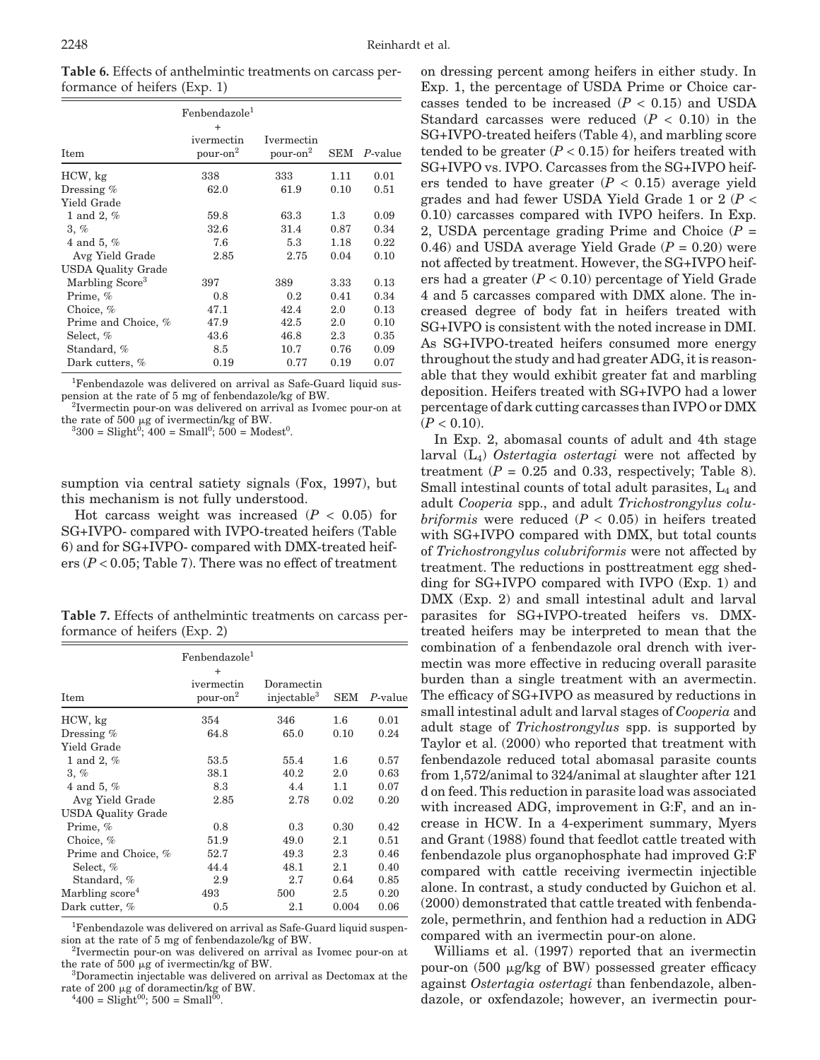**Table 6.** Effects of anthelmintic treatments on carcass performance of heifers (Exp. 1)

| Item | Fenbendazole[1] + ivermectin pour-on[2] | Ivermectin pour-on[2] | SEM | *P*-value |
|---|---|---|---|---|
| HCW, kg | 338 | 333 | 1.11 | 0.01 |
| Dressing % | 62.0 | 61.9 | 0.10 | 0.51 |
| Yield Grade | | | | |
| 1 and 2, % | 59.8 | 63.3 | 1.3 | 0.09 |
| 3, % | 32.6 | 31.4 | 0.87 | 0.34 |
| 4 and 5, % | 7.6 | 5.3 | 1.18 | 0.22 |
| Avg Yield Grade | 2.85 | 2.75 | 0.04 | 0.10 |
| USDA Quality Grade | | | | |
| Marbling Score[3] | 397 | 389 | 3.33 | 0.13 |
| Prime, % | 0.8 | 0.2 | 0.41 | 0.34 |
| Choice, % | 47.1 | 42.4 | 2.0 | 0.13 |
| Prime and Choice, % | 47.9 | 42.5 | 2.0 | 0.10 |
| Select, % | 43.6 | 46.8 | 2.3 | 0.35 |
| Standard, % | 8.5 | 10.7 | 0.76 | 0.09 |
| Dark cutters, % | 0.19 | 0.77 | 0.19 | 0.07 |

[1]Fenbendazole was delivered on arrival as Safe-Guard liquid suspension at the rate of 5 mg of fenbendazole/kg of BW.

[2]Ivermectin pour-on was delivered on arrival as Ivomec pour-on at the rate of 500 μg of ivermectin/kg of BW.

[3]300 = Slight[0]; 400 = Small[0]; 500 = Modest[0].

sumption via central satiety signals (Fox, 1997), but this mechanism is not fully understood.

Hot carcass weight was increased ($P < 0.05$) for SG+IVPO- compared with IVPO-treated heifers (Table 6) and for SG+IVPO- compared with DMX-treated heifers ($P < 0.05$; Table 7). There was no effect of treatment on dressing percent among heifers in either study. In Exp. 1, the percentage of USDA Prime or Choice carcasses tended to be increased ($P < 0.15$) and USDA Standard carcasses were reduced ($P < 0.10$) in the SG+IVPO-treated heifers (Table 4), and marbling score tended to be greater ($P < 0.15$) for heifers treated with SG+IVPO vs. IVPO. Carcasses from the SG+IVPO heifers tended to have greater ($P < 0.15$) average yield grades and had fewer USDA Yield Grade 1 or 2 ($P < 0.10$) carcasses compared with IVPO heifers. In Exp. 2, USDA percentage grading Prime and Choice ($P = 0.46$) and USDA average Yield Grade ($P = 0.20$) were not affected by treatment. However, the SG+IVPO heifers had a greater ($P < 0.10$) percentage of Yield Grade 4 and 5 carcasses compared with DMX alone. The increased degree of body fat in heifers treated with SG+IVPO is consistent with the noted increase in DMI. As SG+IVPO-treated heifers consumed more energy throughout the study and had greater ADG, it is reasonable that they would exhibit greater fat and marbling deposition. Heifers treated with SG+IVPO had a lower percentage of dark cutting carcasses than IVPO or DMX ($P < 0.10$).

**Table 7.** Effects of anthelmintic treatments on carcass performance of heifers (Exp. 2)

| Item | Fenbendazole[1] + ivermectin pour-on[2] | Doramectin injectable[3] | SEM | *P*-value |
|---|---|---|---|---|
| HCW, kg | 354 | 346 | 1.6 | 0.01 |
| Dressing % | 64.8 | 65.0 | 0.10 | 0.24 |
| Yield Grade | | | | |
| 1 and 2, % | 53.5 | 55.4 | 1.6 | 0.57 |
| 3, % | 38.1 | 40.2 | 2.0 | 0.63 |
| 4 and 5, % | 8.3 | 4.4 | 1.1 | 0.07 |
| Avg Yield Grade | 2.85 | 2.78 | 0.02 | 0.20 |
| USDA Quality Grade | | | | |
| Prime, % | 0.8 | 0.3 | 0.30 | 0.42 |
| Choice, % | 51.9 | 49.0 | 2.1 | 0.51 |
| Prime and Choice, % | 52.7 | 49.3 | 2.3 | 0.46 |
| Select, % | 44.4 | 48.1 | 2.1 | 0.40 |
| Standard, % | 2.9 | 2.7 | 0.64 | 0.85 |
| Marbling score[4] | 493 | 500 | 2.5 | 0.20 |
| Dark cutter, % | 0.5 | 2.1 | 0.004 | 0.06 |

[1]Fenbendazole was delivered on arrival as Safe-Guard liquid suspension at the rate of 5 mg of fenbendazole/kg of BW.

[2]Ivermectin pour-on was delivered on arrival as Ivomec pour-on at the rate of 500 μg of ivermectin/kg of BW.

[3]Doramectin injectable was delivered on arrival as Dectomax at the rate of 200 μg of doramectin/kg of BW.

[4]400 = Slight[00]; 500 = Small[00].

In Exp. 2, abomasal counts of adult and 4th stage larval ($L_4$) *Ostertagia ostertagi* were not affected by treatment ($P = 0.25$ and 0.33, respectively; Table 8). Small intestinal counts of total adult parasites, $L_4$ and adult *Cooperia* spp., and adult *Trichostrongylus colubriformis* were reduced ($P < 0.05$) in heifers treated with SG+IVPO compared with DMX, but total counts of *Trichostrongylus colubriformis* were not affected by treatment. The reductions in posttreatment egg shedding for SG+IVPO compared with IVPO (Exp. 1) and DMX (Exp. 2) and small intestinal adult and larval parasites for SG+IVPO-treated heifers vs. DMX-treated heifers may be interpreted to mean that the combination of a fenbendazole oral drench with ivermectin was more effective in reducing overall parasite burden than a single treatment with an avermectin. The efficacy of SG+IVPO as measured by reductions in small intestinal adult and larval stages of *Cooperia* and adult stage of *Trichostrongylus* spp. is supported by Taylor et al. (2000) who reported that treatment with fenbendazole reduced total abomasal parasite counts from 1,572/animal to 324/animal at slaughter after 121 d on feed. This reduction in parasite load was associated with increased ADG, improvement in G:F, and an increase in HCW. In a 4-experiment summary, Myers and Grant (1988) found that feedlot cattle treated with fenbendazole plus organophosphate had improved G:F compared with cattle receiving ivermectin injectible alone. In contrast, a study conducted by Guichon et al. (2000) demonstrated that cattle treated with fenbendazole, permethrin, and fenthion had a reduction in ADG compared with an ivermectin pour-on alone.

Williams et al. (1997) reported that an ivermectin pour-on (500 μg/kg of BW) possessed greater efficacy against *Ostertagia ostertagi* than fenbendazole, albendazole, or oxfendazole; however, an ivermectin pour-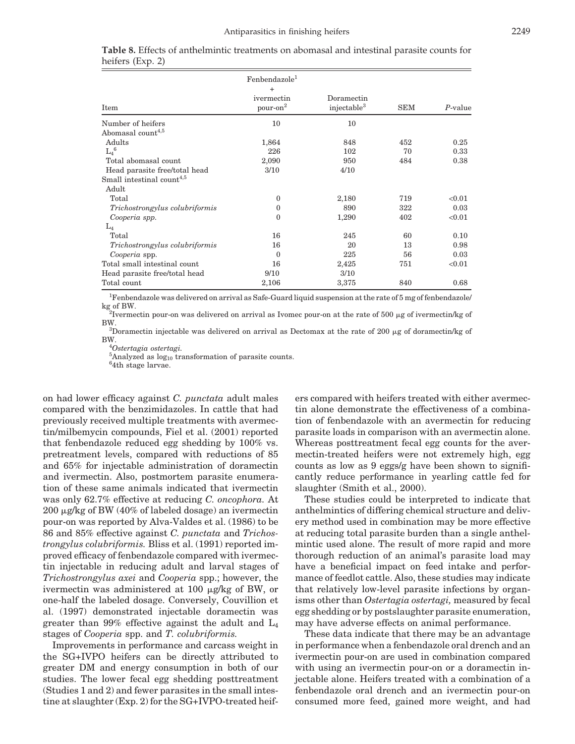**Table 8.** Effects of anthelmintic treatments on abomasal and intestinal parasite counts for heifers (Exp. 2)

| Item | Fenbendazole[1] + ivermectin pour-on[2] | Doramectin injectable[3] | SEM | *P*-value |
|---|---|---|---|---|
| Number of heifers | 10 | 10 | | |
| Abomasal count[4,5] | | | | |
| Adults | 1,864 | 848 | 452 | 0.25 |
| $L_4$[6] | 226 | 102 | 70 | 0.33 |
| Total abomasal count | 2,090 | 950 | 484 | 0.38 |
| Head parasite free/total head | 3/10 | 4/10 | | |
| Small intestinal count[4,5] | | | | |
| Adult | | | | |
| Total | 0 | 2,180 | 719 | <0.01 |
| *Trichostrongylus colubriformis* | 0 | 890 | 322 | 0.03 |
| *Cooperia spp.* | 0 | 1,290 | 402 | <0.01 |
| $L_4$ | | | | |
| Total | 16 | 245 | 60 | 0.10 |
| *Trichostrongylus colubriformis* | 16 | 20 | 13 | 0.98 |
| *Cooperia* spp. | 0 | 225 | 56 | 0.03 |
| Total small intestinal count | 16 | 2,425 | 751 | <0.01 |
| Head parasite free/total head | 9/10 | 3/10 | | |
| Total count | 2,106 | 3,375 | 840 | 0.68 |

[1]Fenbendazole was delivered on arrival as Safe-Guard liquid suspension at the rate of 5 mg of fenbendazole/kg of BW.

[2]Ivermectin pour-on was delivered on arrival as Ivomec pour-on at the rate of 500 μg of ivermectin/kg of BW.

[3]Doramectin injectable was delivered on arrival as Dectomax at the rate of 200 μg of doramectin/kg of BW.

[4]*Ostertagia ostertagi.*

[5]Analyzed as $\log_{10}$ transformation of parasite counts.

[6]4th stage larvae.

on had lower efficacy against *C. punctata* adult males compared with the benzimidazoles. In cattle that had previously received multiple treatments with avermectin/milbemycin compounds, Fiel et al. (2001) reported that fenbendazole reduced egg shedding by 100% vs. pretreatment levels, compared with reductions of 85 and 65% for injectable administration of doramectin and ivermectin. Also, postmortem parasite enumeration of these same animals indicated that ivermectin was only 62.7% effective at reducing *C. oncophora.* At 200 μg/kg of BW (40% of labeled dosage) an ivermectin pour-on was reported by Alva-Valdes et al. (1986) to be 86 and 85% effective against *C. punctata* and *Trichostrongylus colubriformis.* Bliss et al. (1991) reported improved efficacy of fenbendazole compared with ivermectin injectable in reducing adult and larval stages of *Trichostrongylus axei* and *Cooperia* spp.; however, the ivermectin was administered at 100 μg/kg of BW, or one-half the labeled dosage. Conversely, Couvillion et al. (1997) demonstrated injectable doramectin was greater than 99% effective against the adult and $L_4$ stages of *Cooperia* spp. and *T. colubriformis.*

Improvements in performance and carcass weight in the SG+IVPO heifers can be directly attributed to greater DM and energy consumption in both of our studies. The lower fecal egg shedding posttreatment (Studies 1 and 2) and fewer parasites in the small intestine at slaughter (Exp. 2) for the SG+IVPO-treated heifers compared with heifers treated with either avermectin alone demonstrate the effectiveness of a combination of fenbendazole with an avermectin for reducing parasite loads in comparison with an avermectin alone. Whereas posttreatment fecal egg counts for the avermectin-treated heifers were not extremely high, egg counts as low as 9 eggs/g have been shown to significantly reduce performance in yearling cattle fed for slaughter (Smith et al., 2000).

These studies could be interpreted to indicate that anthelmintics of differing chemical structure and delivery method used in combination may be more effective at reducing total parasite burden than a single anthelmintic used alone. The result of more rapid and more thorough reduction of an animal's parasite load may have a beneficial impact on feed intake and performance of feedlot cattle. Also, these studies may indicate that relatively low-level parasite infections by organisms other than *Ostertagia ostertagi,* measured by fecal egg shedding or by postslaughter parasite enumeration, may have adverse effects on animal performance.

These data indicate that there may be an advantage in performance when a fenbendazole oral drench and an ivermectin pour-on are used in combination compared with using an ivermectin pour-on or a doramectin injectable alone. Heifers treated with a combination of a fenbendazole oral drench and an ivermectin pour-on consumed more feed, gained more weight, and had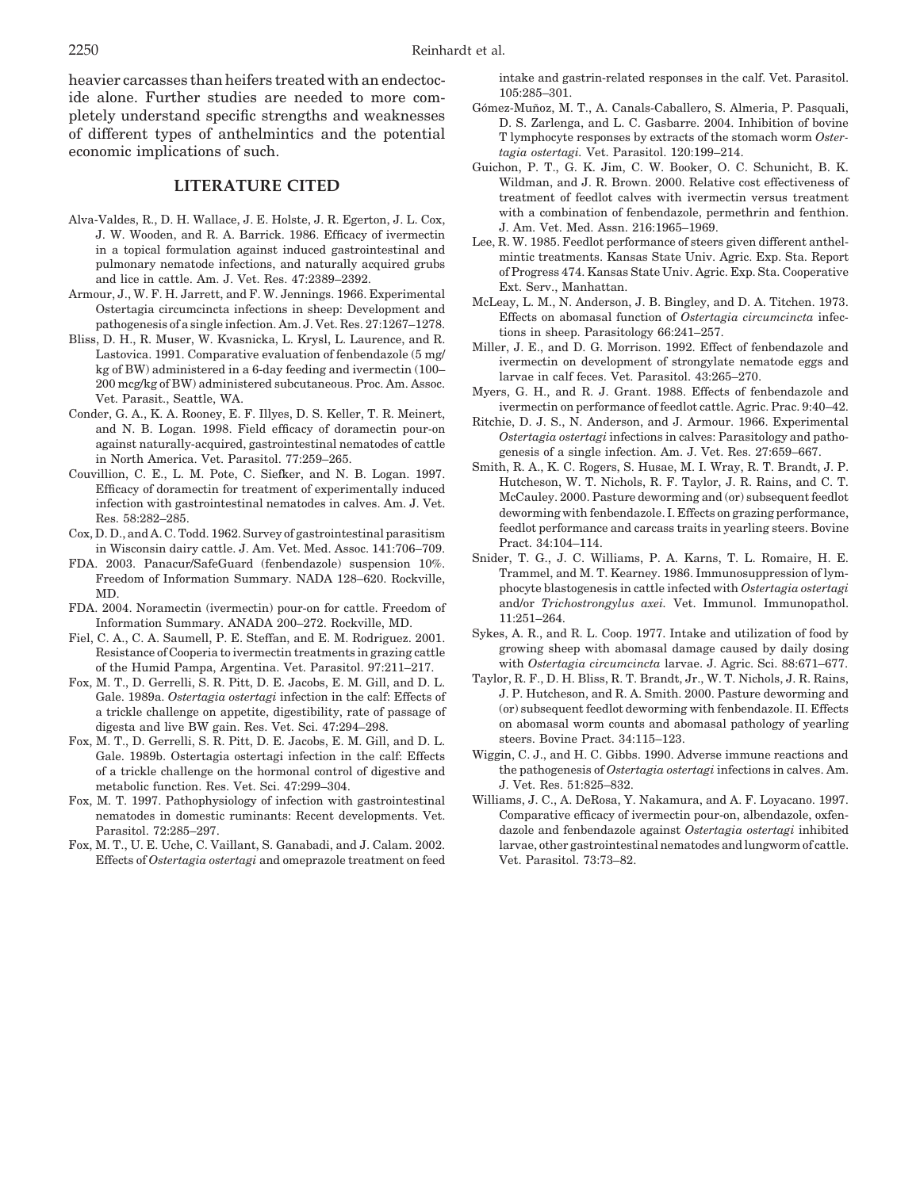heavier carcasses than heifers treated with an endectocide alone. Further studies are needed to more completely understand specific strengths and weaknesses of different types of anthelmintics and the potential economic implications of such.

## LITERATURE CITED

Alva-Valdes, R., D. H. Wallace, J. E. Holste, J. R. Egerton, J. L. Cox, J. W. Wooden, and R. A. Barrick. 1986. Efficacy of ivermectin in a topical formulation against induced gastrointestinal and pulmonary nematode infections, and naturally acquired grubs and lice in cattle. Am. J. Vet. Res. 47:2389–2392.

Armour, J., W. F. H. Jarrett, and F. W. Jennings. 1966. Experimental Ostertagia circumcincta infections in sheep: Development and pathogenesis of a single infection. Am. J. Vet. Res. 27:1267–1278.

Bliss, D. H., R. Muser, W. Kvasnicka, L. Krysl, L. Laurence, and R. Lastovica. 1991. Comparative evaluation of fenbendazole (5 mg/kg of BW) administered in a 6-day feeding and ivermectin (100–200 mcg/kg of BW) administered subcutaneous. Proc. Am. Assoc. Vet. Parasit., Seattle, WA.

Conder, G. A., K. A. Rooney, E. F. Illyes, D. S. Keller, T. R. Meinert, and N. B. Logan. 1998. Field efficacy of doramectin pour-on against naturally-acquired, gastrointestinal nematodes of cattle in North America. Vet. Parasitol. 77:259–265.

Couvillion, C. E., L. M. Pote, C. Siefker, and N. B. Logan. 1997. Efficacy of doramectin for treatment of experimentally induced infection with gastrointestinal nematodes in calves. Am. J. Vet. Res. 58:282–285.

Cox, D. D., and A. C. Todd. 1962. Survey of gastrointestinal parasitism in Wisconsin dairy cattle. J. Am. Vet. Med. Assoc. 141:706–709.

FDA. 2003. Panacur/SafeGuard (fenbendazole) suspension 10%. Freedom of Information Summary. NADA 128–620. Rockville, MD.

FDA. 2004. Noramectin (ivermectin) pour-on for cattle. Freedom of Information Summary. ANADA 200–272. Rockville, MD.

Fiel, C. A., C. A. Saumell, P. E. Steffan, and E. M. Rodriguez. 2001. Resistance of Cooperia to ivermectin treatments in grazing cattle of the Humid Pampa, Argentina. Vet. Parasitol. 97:211–217.

Fox, M. T., D. Gerrelli, S. R. Pitt, D. E. Jacobs, E. M. Gill, and D. L. Gale. 1989a. *Ostertagia ostertagi* infection in the calf: Effects of a trickle challenge on appetite, digestibility, rate of passage of digesta and live BW gain. Res. Vet. Sci. 47:294–298.

Fox, M. T., D. Gerrelli, S. R. Pitt, D. E. Jacobs, E. M. Gill, and D. L. Gale. 1989b. Ostertagia ostertagi infection in the calf: Effects of a trickle challenge on the hormonal control of digestive and metabolic function. Res. Vet. Sci. 47:299–304.

Fox, M. T. 1997. Pathophysiology of infection with gastrointestinal nematodes in domestic ruminants: Recent developments. Vet. Parasitol. 72:285–297.

Fox, M. T., U. E. Uche, C. Vaillant, S. Ganabadi, and J. Calam. 2002. Effects of *Ostertagia ostertagi* and omeprazole treatment on feed intake and gastrin-related responses in the calf. Vet. Parasitol. 105:285–301.

Gómez-Muñoz, M. T., A. Canals-Caballero, S. Almeria, P. Pasquali, D. S. Zarlenga, and L. C. Gasbarre. 2004. Inhibition of bovine T lymphocyte responses by extracts of the stomach worm *Ostertagia ostertagi.* Vet. Parasitol. 120:199–214.

Guichon, P. T., G. K. Jim, C. W. Booker, O. C. Schunicht, B. K. Wildman, and J. R. Brown. 2000. Relative cost effectiveness of treatment of feedlot calves with ivermectin versus treatment with a combination of fenbendazole, permethrin and fenthion. J. Am. Vet. Med. Assn. 216:1965–1969.

Lee, R. W. 1985. Feedlot performance of steers given different anthelmintic treatments. Kansas State Univ. Agric. Exp. Sta. Report of Progress 474. Kansas State Univ. Agric. Exp. Sta. Cooperative Ext. Serv., Manhattan.

McLeay, L. M., N. Anderson, J. B. Bingley, and D. A. Titchen. 1973. Effects on abomasal function of *Ostertagia circumcincta* infections in sheep. Parasitology 66:241–257.

Miller, J. E., and D. G. Morrison. 1992. Effect of fenbendazole and ivermectin on development of strongylate nematode eggs and larvae in calf feces. Vet. Parasitol. 43:265–270.

Myers, G. H., and R. J. Grant. 1988. Effects of fenbendazole and ivermectin on performance of feedlot cattle. Agric. Prac. 9:40–42.

Ritchie, D. J. S., N. Anderson, and J. Armour. 1966. Experimental *Ostertagia ostertagi* infections in calves: Parasitology and pathogenesis of a single infection. Am. J. Vet. Res. 27:659–667.

Smith, R. A., K. C. Rogers, S. Husae, M. I. Wray, R. T. Brandt, J. P. Hutcheson, W. T. Nichols, R. F. Taylor, J. R. Rains, and C. T. McCauley. 2000. Pasture deworming and (or) subsequent feedlot deworming with fenbendazole. I. Effects on grazing performance, feedlot performance and carcass traits in yearling steers. Bovine Pract. 34:104–114.

Snider, T. G., J. C. Williams, P. A. Karns, T. L. Romaire, H. E. Trammel, and M. T. Kearney. 1986. Immunosuppression of lymphocyte blastogenesis in cattle infected with *Ostertagia ostertagi* and/or *Trichostrongylus axei.* Vet. Immunol. Immunopathol. 11:251–264.

Sykes, A. R., and R. L. Coop. 1977. Intake and utilization of food by growing sheep with abomasal damage caused by daily dosing with *Ostertagia circumcincta* larvae. J. Agric. Sci. 88:671–677.

Taylor, R. F., D. H. Bliss, R. T. Brandt, Jr., W. T. Nichols, J. R. Rains, J. P. Hutcheson, and R. A. Smith. 2000. Pasture deworming and (or) subsequent feedlot deworming with fenbendazole. II. Effects on abomasal worm counts and abomasal pathology of yearling steers. Bovine Pract. 34:115–123.

Wiggin, C. J., and H. C. Gibbs. 1990. Adverse immune reactions and the pathogenesis of *Ostertagia ostertagi* infections in calves. Am. J. Vet. Res. 51:825–832.

Williams, J. C., A. DeRosa, Y. Nakamura, and A. F. Loyacano. 1997. Comparative efficacy of ivermectin pour-on, albendazole, oxfendazole and fenbendazole against *Ostertagia ostertagi* inhibited larvae, other gastrointestinal nematodes and lungworm of cattle. Vet. Parasitol. 73:73–82.